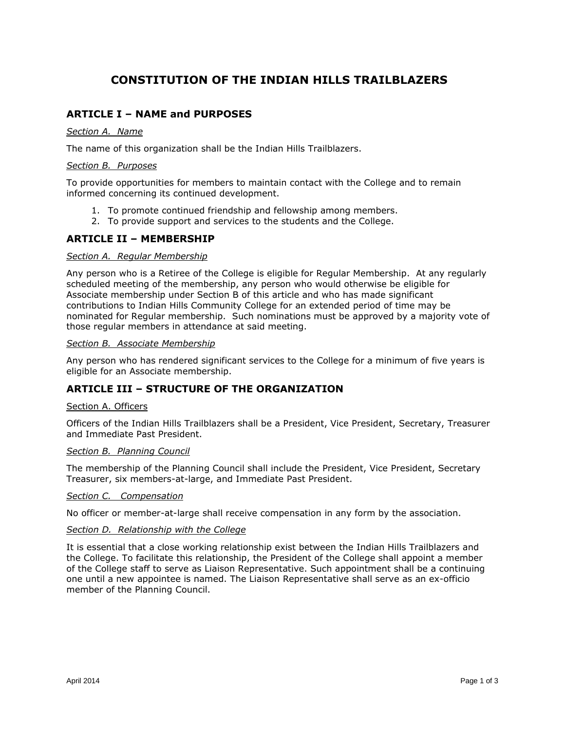# CONSTITUTION OF THE INDIAN HILLS TRAILBLAZERS

## ARTICLE I – NAME and PURPOSES

*Section A. Name*

The name of this organization shall be the Indian Hills Trailblazers.

*Section B. Purposes*

To provide opportunities for members to maintain contact with the College and to remain informed concerning its continued development.

1. To promote continued friendship and fellowship among members.
2. To provide support and services to the students and the College.

## ARTICLE II – MEMBERSHIP

*Section A. Regular Membership*

Any person who is a Retiree of the College is eligible for Regular Membership. At any regularly scheduled meeting of the membership, any person who would otherwise be eligible for Associate membership under Section B of this article and who has made significant contributions to Indian Hills Community College for an extended period of time may be nominated for Regular membership. Such nominations must be approved by a majority vote of those regular members in attendance at said meeting.

*Section B. Associate Membership*

Any person who has rendered significant services to the College for a minimum of five years is eligible for an Associate membership.

## ARTICLE III – STRUCTURE OF THE ORGANIZATION

Section A. Officers

Officers of the Indian Hills Trailblazers shall be a President, Vice President, Secretary, Treasurer and Immediate Past President.

*Section B. Planning Council*

The membership of the Planning Council shall include the President, Vice President, Secretary Treasurer, six members-at-large, and Immediate Past President.

*Section C. Compensation*

No officer or member-at-large shall receive compensation in any form by the association.

*Section D. Relationship with the College*

It is essential that a close working relationship exist between the Indian Hills Trailblazers and the College. To facilitate this relationship, the President of the College shall appoint a member of the College staff to serve as Liaison Representative. Such appointment shall be a continuing one until a new appointee is named. The Liaison Representative shall serve as an ex-officio member of the Planning Council.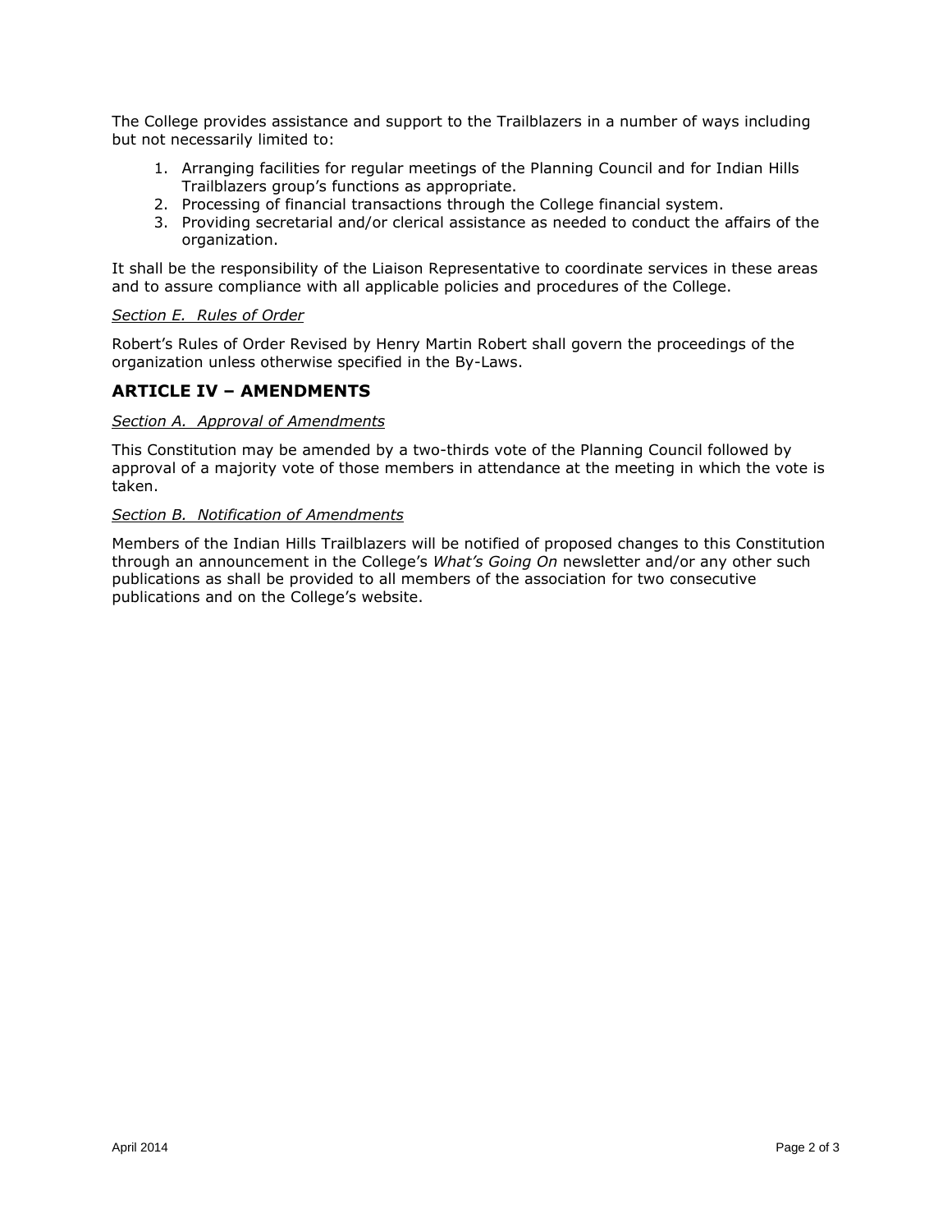The College provides assistance and support to the Trailblazers in a number of ways including but not necessarily limited to:

1. Arranging facilities for regular meetings of the Planning Council and for Indian Hills Trailblazers group's functions as appropriate.
2. Processing of financial transactions through the College financial system.
3. Providing secretarial and/or clerical assistance as needed to conduct the affairs of the organization.

It shall be the responsibility of the Liaison Representative to coordinate services in these areas and to assure compliance with all applicable policies and procedures of the College.

*Section E. Rules of Order*

Robert's Rules of Order Revised by Henry Martin Robert shall govern the proceedings of the organization unless otherwise specified in the By-Laws.

## ARTICLE IV – AMENDMENTS

*Section A. Approval of Amendments*

This Constitution may be amended by a two-thirds vote of the Planning Council followed by approval of a majority vote of those members in attendance at the meeting in which the vote is taken.

*Section B. Notification of Amendments*

Members of the Indian Hills Trailblazers will be notified of proposed changes to this Constitution through an announcement in the College's *What's Going On* newsletter and/or any other such publications as shall be provided to all members of the association for two consecutive publications and on the College's website.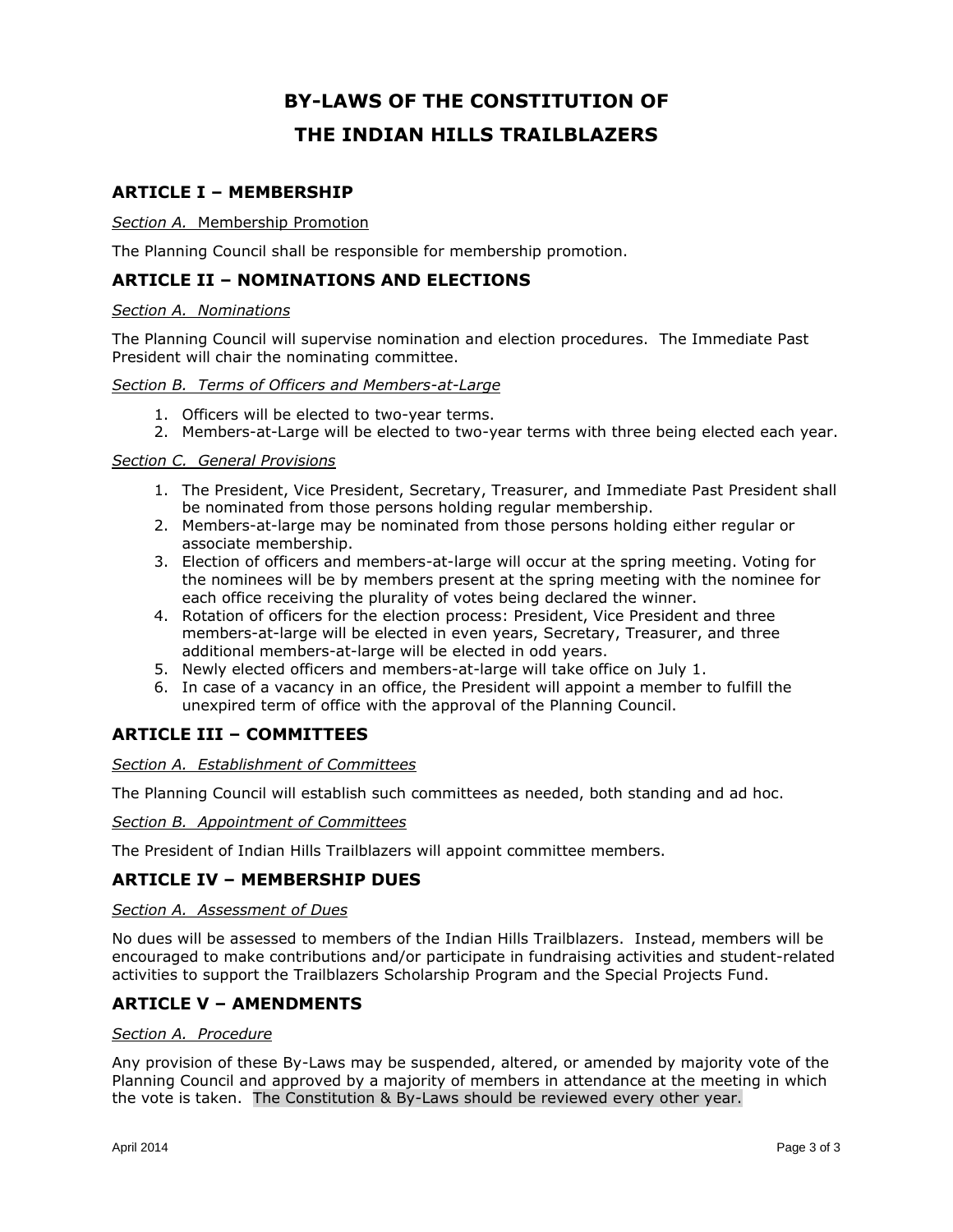# BY-LAWS OF THE CONSTITUTION OF THE INDIAN HILLS TRAILBLAZERS

## ARTICLE I – MEMBERSHIP

*Section A.* Membership Promotion

The Planning Council shall be responsible for membership promotion.

## ARTICLE II – NOMINATIONS AND ELECTIONS

*Section A. Nominations*

The Planning Council will supervise nomination and election procedures. The Immediate Past President will chair the nominating committee.

*Section B. Terms of Officers and Members-at-Large*

1. Officers will be elected to two-year terms.
2. Members-at-Large will be elected to two-year terms with three being elected each year.

*Section C. General Provisions*

1. The President, Vice President, Secretary, Treasurer, and Immediate Past President shall be nominated from those persons holding regular membership.
2. Members-at-large may be nominated from those persons holding either regular or associate membership.
3. Election of officers and members-at-large will occur at the spring meeting. Voting for the nominees will be by members present at the spring meeting with the nominee for each office receiving the plurality of votes being declared the winner.
4. Rotation of officers for the election process: President, Vice President and three members-at-large will be elected in even years, Secretary, Treasurer, and three additional members-at-large will be elected in odd years.
5. Newly elected officers and members-at-large will take office on July 1.
6. In case of a vacancy in an office, the President will appoint a member to fulfill the unexpired term of office with the approval of the Planning Council.

## ARTICLE III – COMMITTEES

*Section A. Establishment of Committees*

The Planning Council will establish such committees as needed, both standing and ad hoc.

*Section B. Appointment of Committees*

The President of Indian Hills Trailblazers will appoint committee members.

## ARTICLE IV – MEMBERSHIP DUES

*Section A. Assessment of Dues*

No dues will be assessed to members of the Indian Hills Trailblazers. Instead, members will be encouraged to make contributions and/or participate in fundraising activities and student-related activities to support the Trailblazers Scholarship Program and the Special Projects Fund.

## ARTICLE V – AMENDMENTS

*Section A. Procedure*

Any provision of these By-Laws may be suspended, altered, or amended by majority vote of the Planning Council and approved by a majority of members in attendance at the meeting in which the vote is taken. The Constitution & By-Laws should be reviewed every other year.

April 2014